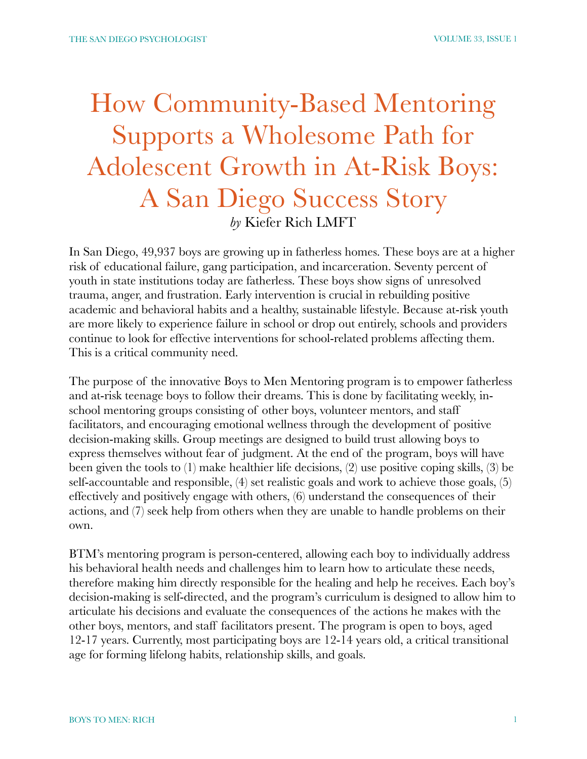# How Community-Based Mentoring Supports a Wholesome Path for Adolescent Growth in At-Risk Boys: A San Diego Success Story

*by* Kiefer Rich LMFT

In San Diego, 49,937 boys are growing up in fatherless homes. These boys are at a higher risk of educational failure, gang participation, and incarceration. Seventy percent of youth in state institutions today are fatherless. These boys show signs of unresolved trauma, anger, and frustration. Early intervention is crucial in rebuilding positive academic and behavioral habits and a healthy, sustainable lifestyle. Because at-risk youth are more likely to experience failure in school or drop out entirely, schools and providers continue to look for effective interventions for school-related problems affecting them. This is a critical community need.

The purpose of the innovative Boys to Men Mentoring program is to empower fatherless and at-risk teenage boys to follow their dreams. This is done by facilitating weekly, in-school mentoring groups consisting of other boys, volunteer mentors, and staff facilitators, and encouraging emotional wellness through the development of positive decision-making skills. Group meetings are designed to build trust allowing boys to express themselves without fear of judgment. At the end of the program, boys will have been given the tools to (1) make healthier life decisions, (2) use positive coping skills, (3) be self-accountable and responsible, (4) set realistic goals and work to achieve those goals, (5) effectively and positively engage with others, (6) understand the consequences of their actions, and (7) seek help from others when they are unable to handle problems on their own.

BTM's mentoring program is person-centered, allowing each boy to individually address his behavioral health needs and challenges him to learn how to articulate these needs, therefore making him directly responsible for the healing and help he receives. Each boy's decision-making is self-directed, and the program's curriculum is designed to allow him to articulate his decisions and evaluate the consequences of the actions he makes with the other boys, mentors, and staff facilitators present. The program is open to boys, aged 12-17 years. Currently, most participating boys are 12-14 years old, a critical transitional age for forming lifelong habits, relationship skills, and goals.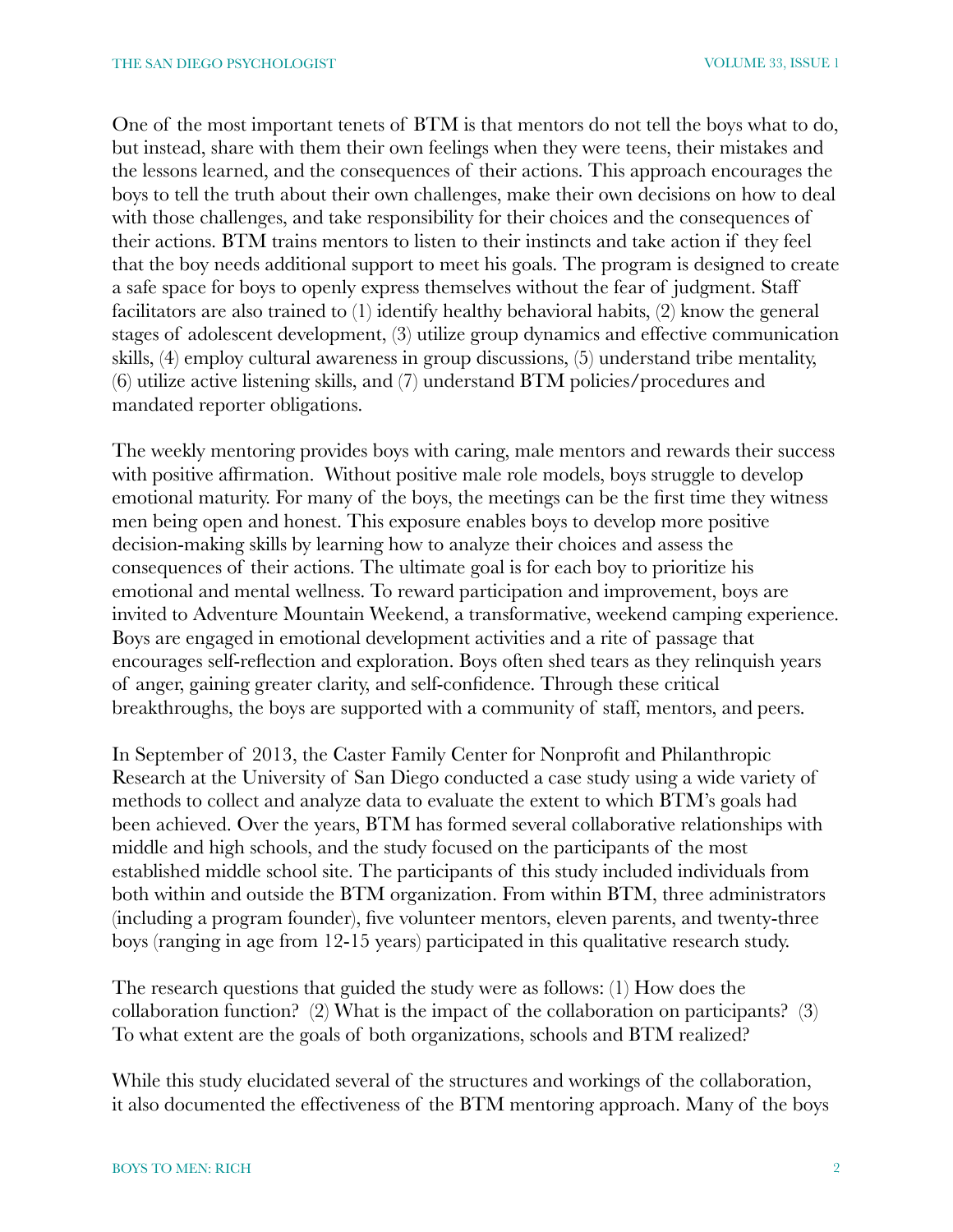One of the most important tenets of BTM is that mentors do not tell the boys what to do, but instead, share with them their own feelings when they were teens, their mistakes and the lessons learned, and the consequences of their actions. This approach encourages the boys to tell the truth about their own challenges, make their own decisions on how to deal with those challenges, and take responsibility for their choices and the consequences of their actions. BTM trains mentors to listen to their instincts and take action if they feel that the boy needs additional support to meet his goals. The program is designed to create a safe space for boys to openly express themselves without the fear of judgment. Staff facilitators are also trained to (1) identify healthy behavioral habits, (2) know the general stages of adolescent development, (3) utilize group dynamics and effective communication skills, (4) employ cultural awareness in group discussions, (5) understand tribe mentality, (6) utilize active listening skills, and (7) understand BTM policies/procedures and mandated reporter obligations.

The weekly mentoring provides boys with caring, male mentors and rewards their success with positive affirmation. Without positive male role models, boys struggle to develop emotional maturity. For many of the boys, the meetings can be the first time they witness men being open and honest. This exposure enables boys to develop more positive decision-making skills by learning how to analyze their choices and assess the consequences of their actions. The ultimate goal is for each boy to prioritize his emotional and mental wellness. To reward participation and improvement, boys are invited to Adventure Mountain Weekend, a transformative, weekend camping experience. Boys are engaged in emotional development activities and a rite of passage that encourages self-reflection and exploration. Boys often shed tears as they relinquish years of anger, gaining greater clarity, and self-confidence. Through these critical breakthroughs, the boys are supported with a community of staff, mentors, and peers.

In September of 2013, the Caster Family Center for Nonprofit and Philanthropic Research at the University of San Diego conducted a case study using a wide variety of methods to collect and analyze data to evaluate the extent to which BTM's goals had been achieved. Over the years, BTM has formed several collaborative relationships with middle and high schools, and the study focused on the participants of the most established middle school site. The participants of this study included individuals from both within and outside the BTM organization. From within BTM, three administrators (including a program founder), five volunteer mentors, eleven parents, and twenty-three boys (ranging in age from 12-15 years) participated in this qualitative research study.

The research questions that guided the study were as follows: (1) How does the collaboration function? (2) What is the impact of the collaboration on participants? (3) To what extent are the goals of both organizations, schools and BTM realized?

While this study elucidated several of the structures and workings of the collaboration, it also documented the effectiveness of the BTM mentoring approach. Many of the boys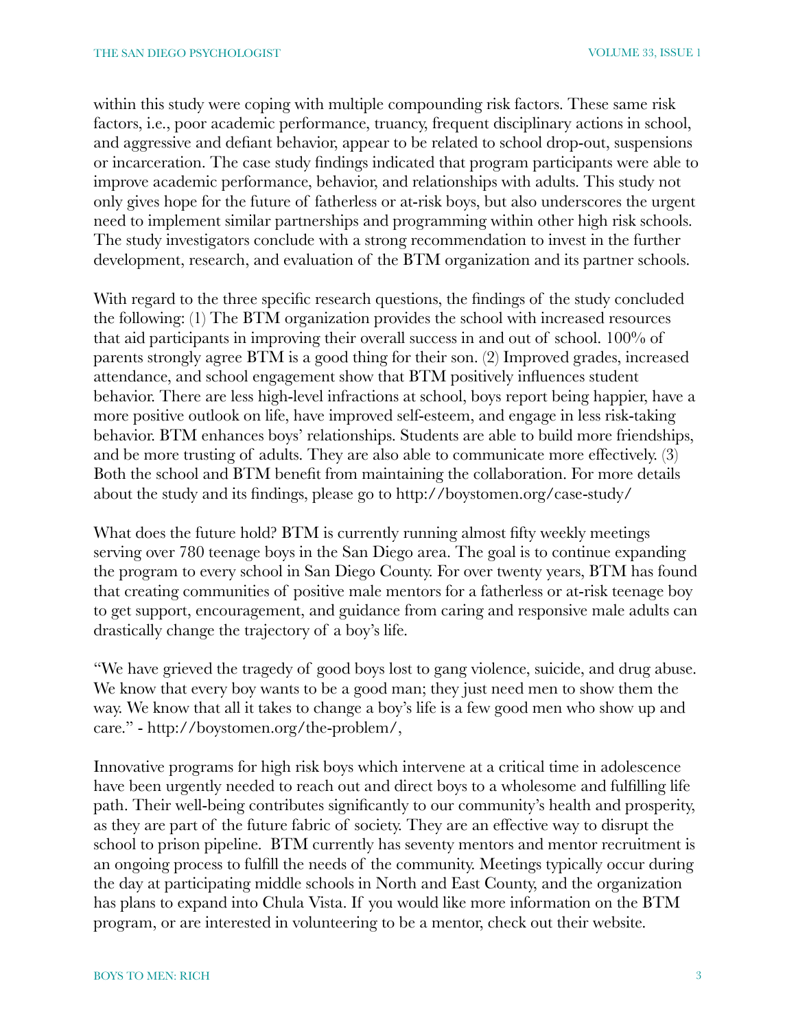within this study were coping with multiple compounding risk factors. These same risk factors, i.e., poor academic performance, truancy, frequent disciplinary actions in school, and aggressive and defiant behavior, appear to be related to school drop-out, suspensions or incarceration. The case study findings indicated that program participants were able to improve academic performance, behavior, and relationships with adults. This study not only gives hope for the future of fatherless or at-risk boys, but also underscores the urgent need to implement similar partnerships and programming within other high risk schools. The study investigators conclude with a strong recommendation to invest in the further development, research, and evaluation of the BTM organization and its partner schools.

With regard to the three specific research questions, the findings of the study concluded the following: (1) The BTM organization provides the school with increased resources that aid participants in improving their overall success in and out of school. 100% of parents strongly agree BTM is a good thing for their son. (2) Improved grades, increased attendance, and school engagement show that BTM positively influences student behavior. There are less high-level infractions at school, boys report being happier, have a more positive outlook on life, have improved self-esteem, and engage in less risk-taking behavior. BTM enhances boys' relationships. Students are able to build more friendships, and be more trusting of adults. They are also able to communicate more effectively. (3) Both the school and BTM benefit from maintaining the collaboration. For more details about the study and its findings, please go to http://boystomen.org/case-study/

What does the future hold? BTM is currently running almost fifty weekly meetings serving over 780 teenage boys in the San Diego area. The goal is to continue expanding the program to every school in San Diego County. For over twenty years, BTM has found that creating communities of positive male mentors for a fatherless or at-risk teenage boy to get support, encouragement, and guidance from caring and responsive male adults can drastically change the trajectory of a boy's life.

"We have grieved the tragedy of good boys lost to gang violence, suicide, and drug abuse. We know that every boy wants to be a good man; they just need men to show them the way. We know that all it takes to change a boy's life is a few good men who show up and care." - http://boystomen.org/the-problem/,

Innovative programs for high risk boys which intervene at a critical time in adolescence have been urgently needed to reach out and direct boys to a wholesome and fulfilling life path. Their well-being contributes significantly to our community's health and prosperity, as they are part of the future fabric of society. They are an effective way to disrupt the school to prison pipeline. BTM currently has seventy mentors and mentor recruitment is an ongoing process to fulfill the needs of the community. Meetings typically occur during the day at participating middle schools in North and East County, and the organization has plans to expand into Chula Vista. If you would like more information on the BTM program, or are interested in volunteering to be a mentor, check out their website.